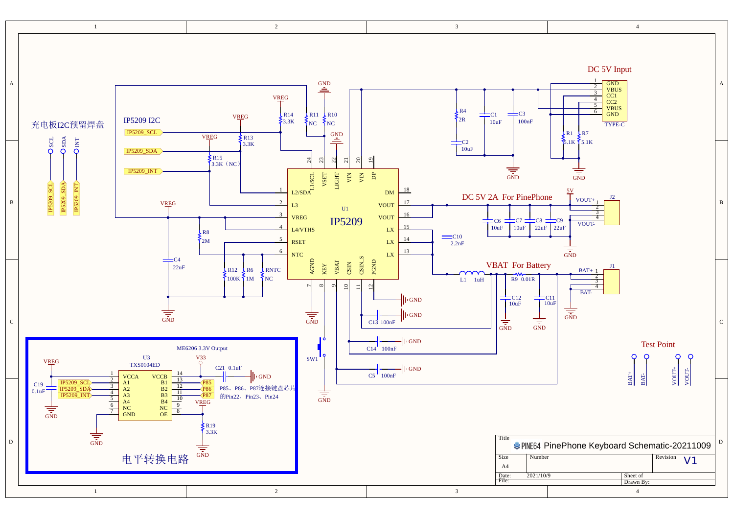# PinePhone Keyboard Schematic-20211009

## DC 5V Input

TYPE-C connector pins:

| Pin | Signal |
|---|---|
| 1 | GND |
| 2 | VBUS |
| 3 | CC1 |
| 4 | CC2 |
| 5 | VBUS |
| 6 | GND |

R1 5.1K, R7 5.1K, R4 2R, C1 10uF, C2 10uF, C3 100nF

## IP5209 I2C

IP5209_SCL, IP5209_SDA, IP5209_INT

R14 3.3K, R13 3.3K, R15 3.3K（NC）, R11 NC, R10 NC

## 充电板I2C预留焊盘

SCL, SDA, INT — IP5209_SCL, IP5209_SDA, IP5209_INT

## U1 IP5209

| Pin | Name |
|---|---|
| 1 | L2/SDA |
| 2 | L3 |
| 3 | VREG |
| 4 | L4/VTHS |
| 5 | RSET |
| 6 | NTC |
| 7 | AGND |
| 8 | KEY |
| 9 | VBAT |
| 10 | CSIN |
| 11 | CSIN_S |
| 12 | PGND |
| 13 | LX |
| 14 | LX |
| 15 | LX |
| 16 | VOUT |
| 17 | VOUT |
| 18 | DM |
| 19 | DP |
| 20 | VIN |
| 21 | VIN |
| 22 | LIGHT |
| 23 | VSET |
| 24 | L1/SCL |

R8 2M, R12 100K, R6 1M, RNTC NC, C4 22uF, SW1

C13 100nF, C14 100nF, C5 100nF

## DC 5V 2A For PinePhone

J2: VOUT+ (1, 2), VOUT- (3, 4)

C6 10uF, C7 10uF, C8 22uF, C9 22uF, C10 2.2nF

## VBAT For Battery

L1 1uH, R9 0.01R, C12 10uF, C11 10uF

J1: BAT+ (1, 2), BAT- (3, 4)

## Test Point

BAT+, BAT-, VOUT+, VOUT-

## 电平转换电路

ME6206 3.3V Output

U3 TXS0104ED

| Pin | Name | Pin | Name |
|---|---|---|---|
| 1 | VCCA | 14 | VCCB |
| 2 | A1 | 13 | B1 |
| 3 | A2 | 12 | B2 |
| 4 | A3 | 11 | B3 |
| 5 | A4 | 10 | B4 |
| 6 | NC | 9 | NC |
| 7 | GND | 8 | OE |

A1: IP5209_SCL → B1: P85
A2: IP5209_SDA → B2: P86
A3: IP5209_INT → B3: P87

C19 0.1uF, C21 0.1uF, R19 3.3K

P85、P86、P87连接键盘芯片的Pin22、Pin23、Pin24

---

Title: PinePhone Keyboard Schematic-20211009
Size: A4
Revision: V1
Date: 2021/10/9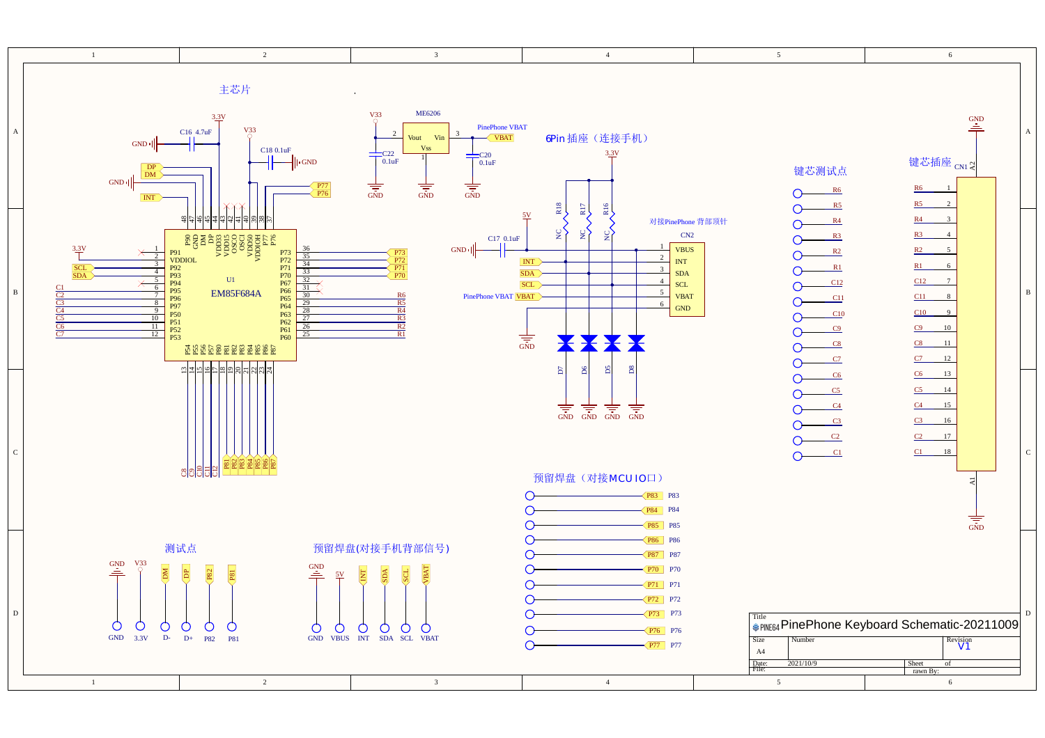# PinePhone Keyboard Schematic-20211009

## 主芯片

ME6206

V33 — 2 Vout Vin 3 — PinePhone VBAT — VBAT

Vss 1

C22 0.1uF — GND

C20 0.1uF — GND

3.3V — C16 4.7uF — GND

V33 — C18 0.1uF — GND

DP, DM, INT, P77, P76

U1 EM85F684A

| Pin | Name | Net |
|---|---|---|
| 1 | P91 | 3.3V |
| 2 | VDDIOL | |
| 3 | P92 | SCL |
| 4 | P93 | SDA |
| 5 | P94 | |
| 6 | P95 | C1 |
| 7 | P96 | C2 |
| 8 | P97 | C3 |
| 9 | P50 | C4 |
| 10 | P51 | C5 |
| 11 | P52 | C6 |
| 12 | P53 | C7 |
| 13 | P54 | C8 |
| 14 | P55 | C9 |
| 15 | P56 | C10 |
| 16 | P57 | C11 |
| 17 | P80 | C12 |
| 18 | P81 | P81 |
| 19 | P82 | P82 |
| 20 | P83 | P83 |
| 21 | P84 | P84 |
| 22 | P85 | P85 |
| 23 | P86 | P86 |
| 24 | P87 | P87 |
| 25 | P60 | R1 |
| 26 | P61 | R2 |
| 27 | P62 | R3 |
| 28 | P63 | R4 |
| 29 | P64 | R5 |
| 30 | P65 | R6 |
| 31 | P66 | |
| 32 | P67 | |
| 33 | P70 | P70 |
| 34 | P71 | P71 |
| 35 | P72 | P72 |
| 36 | P73 | P73 |
| 37 | P76 | P76 |
| 38 | P77 | P77 |
| 39 | VDDIOH | |
| 40 | VDD50 | V33 |
| 41 | OSCI | |
| 42 | OSCO | |
| 43 | VDD15 | |
| 44 | VDD33 | 3.3V |
| 45 | DP | DP |
| 46 | DM | DM |
| 47 | GND | GND |
| 48 | P90 | INT |

## 6Pin 插座（连接手机）

对接PinePhone 背部顶针

CN2

| Pin | Name | Net |
|---|---|---|
| 1 | VBUS | 5V |
| 2 | INT | INT |
| 3 | SDA | SDA |
| 4 | SCL | SCL |
| 5 | VBAT | PinePhone VBAT |
| 6 | GND | GND |

C17 0.1uF — GND

3.3V — R18 NC, R17 NC, R16 NC

D7, D6, D5, D8 — GND

## 键芯测试点

R6, R5, R4, R3, R2, R1, C12, C11, C10, C9, C8, C7, C6, C5, C4, C3, C2, C1

## 键芯插座

CN1 (A2 — GND, A1 — GND)

| Pin | Net |
|---|---|
| 1 | R6 |
| 2 | R5 |
| 3 | R4 |
| 4 | R3 |
| 5 | R2 |
| 6 | R1 |
| 7 | C12 |
| 8 | C11 |
| 9 | C10 |
| 10 | C9 |
| 11 | C8 |
| 12 | C7 |
| 13 | C6 |
| 14 | C5 |
| 15 | C4 |
| 16 | C3 |
| 17 | C2 |
| 18 | C1 |

## 预留焊盘（对接MCU IO口）

P83, P84, P85, P86, P87, P70, P71, P72, P73, P76, P77

## 测试点

GND, 3.3V (V33), D- (DM), D+ (DP), P82, P81

## 预留焊盘(对接手机背部信号)

GND, VBUS (5V), INT, SDA, SCL, VBAT

| | | |
|---|---|---|
| Title | PINE64 PinePhone Keyboard Schematic-20211009 | |
| Size: A4 | Number | Revision: V1 |
| Date: 2021/10/9 | Sheet of | |
| File: | | Drawn By: |